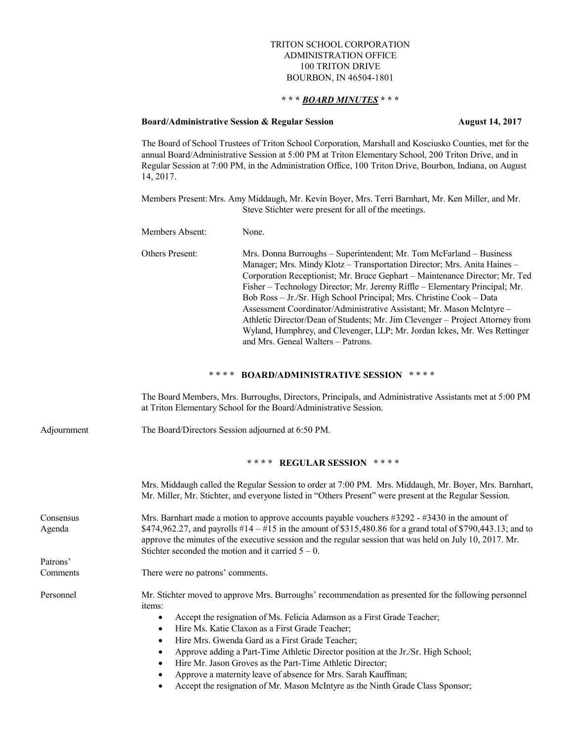TRITON SCHOOL CORPORATION
ADMINISTRATION OFFICE
100 TRITON DRIVE
BOURBON, IN 46504-1801

**\* \* \* *BOARD MINUTES* \* \* \***

**Board/Administrative Session & Regular Session** **August 14, 2017**

The Board of School Trustees of Triton School Corporation, Marshall and Kosciusko Counties, met for the annual Board/Administrative Session at 5:00 PM at Triton Elementary School, 200 Triton Drive, and in Regular Session at 7:00 PM, in the Administration Office, 100 Triton Drive, Bourbon, Indiana, on August 14, 2017.

Members Present: Mrs. Amy Middaugh, Mr. Kevin Boyer, Mrs. Terri Barnhart, Mr. Ken Miller, and Mr. Steve Stichter were present for all of the meetings.

Members Absent: None.

Others Present: Mrs. Donna Burroughs – Superintendent; Mr. Tom McFarland – Business Manager; Mrs. Mindy Klotz – Transportation Director; Mrs. Anita Haines – Corporation Receptionist; Mr. Bruce Gephart – Maintenance Director; Mr. Ted Fisher – Technology Director; Mr. Jeremy Riffle – Elementary Principal; Mr. Bob Ross – Jr./Sr. High School Principal; Mrs. Christine Cook – Data Assessment Coordinator/Administrative Assistant; Mr. Mason McIntyre – Athletic Director/Dean of Students; Mr. Jim Clevenger – Project Attorney from Wyland, Humphrey, and Clevenger, LLP; Mr. Jordan Ickes, Mr. Wes Rettinger and Mrs. Geneal Walters – Patrons.

**\* \* \* \* BOARD/ADMINISTRATIVE SESSION \* \* \* \***

The Board Members, Mrs. Burroughs, Directors, Principals, and Administrative Assistants met at 5:00 PM at Triton Elementary School for the Board/Administrative Session.

Adjournment — The Board/Directors Session adjourned at 6:50 PM.

**\* \* \* \* REGULAR SESSION \* \* \* \***

Mrs. Middaugh called the Regular Session to order at 7:00 PM. Mrs. Middaugh, Mr. Boyer, Mrs. Barnhart, Mr. Miller, Mr. Stichter, and everyone listed in "Others Present" were present at the Regular Session.

Consensus Agenda — Mrs. Barnhart made a motion to approve accounts payable vouchers #3292 - #3430 in the amount of $474,962.27, and payrolls #14 – #15 in the amount of $315,480.86 for a grand total of $790,443.13; and to approve the minutes of the executive session and the regular session that was held on July 10, 2017. Mr. Stichter seconded the motion and it carried 5 – 0.

Patrons' Comments — There were no patrons' comments.

Personnel — Mr. Stichter moved to approve Mrs. Burroughs' recommendation as presented for the following personnel items:

- Accept the resignation of Ms. Felicia Adamson as a First Grade Teacher;
- Hire Ms. Katie Claxon as a First Grade Teacher;
- Hire Mrs. Gwenda Gard as a First Grade Teacher;
- Approve adding a Part-Time Athletic Director position at the Jr./Sr. High School;
- Hire Mr. Jason Groves as the Part-Time Athletic Director;
- Approve a maternity leave of absence for Mrs. Sarah Kauffman;
- Accept the resignation of Mr. Mason McIntyre as the Ninth Grade Class Sponsor;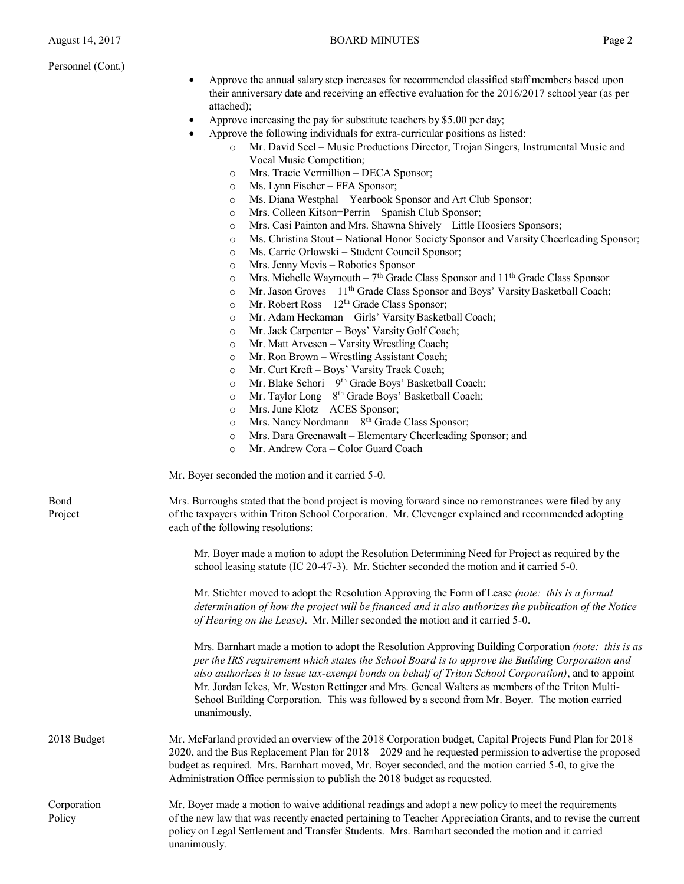Personnel (Cont.)

- Approve the annual salary step increases for recommended classified staff members based upon their anniversary date and receiving an effective evaluation for the 2016/2017 school year (as per attached);
- Approve increasing the pay for substitute teachers by $5.00 per day;
- Approve the following individuals for extra-curricular positions as listed:
  - Mr. David Seel – Music Productions Director, Trojan Singers, Instrumental Music and Vocal Music Competition;
  - Mrs. Tracie Vermillion – DECA Sponsor;
  - Ms. Lynn Fischer – FFA Sponsor;
  - Ms. Diana Westphal – Yearbook Sponsor and Art Club Sponsor;
  - Mrs. Colleen Kitson=Perrin – Spanish Club Sponsor;
  - Mrs. Casi Painton and Mrs. Shawna Shively – Little Hoosiers Sponsors;
  - Ms. Christina Stout – National Honor Society Sponsor and Varsity Cheerleading Sponsor;
  - Ms. Carrie Orlowski – Student Council Sponsor;
  - Mrs. Jenny Mevis – Robotics Sponsor
  - Mrs. Michelle Waymouth – 7th Grade Class Sponsor and 11th Grade Class Sponsor
  - Mr. Jason Groves – 11th Grade Class Sponsor and Boys' Varsity Basketball Coach;
  - Mr. Robert Ross – 12th Grade Class Sponsor;
  - Mr. Adam Heckaman – Girls' Varsity Basketball Coach;
  - Mr. Jack Carpenter – Boys' Varsity Golf Coach;
  - Mr. Matt Arvesen – Varsity Wrestling Coach;
  - Mr. Ron Brown – Wrestling Assistant Coach;
  - Mr. Curt Kreft – Boys' Varsity Track Coach;
  - Mr. Blake Schori – 9th Grade Boys' Basketball Coach;
  - Mr. Taylor Long – 8th Grade Boys' Basketball Coach;
  - Mrs. June Klotz – ACES Sponsor;
  - Mrs. Nancy Nordmann – 8th Grade Class Sponsor;
  - Mrs. Dara Greenawalt – Elementary Cheerleading Sponsor; and
  - Mr. Andrew Cora – Color Guard Coach

Mr. Boyer seconded the motion and it carried 5-0.

**Bond Project**

Mrs. Burroughs stated that the bond project is moving forward since no remonstrances were filed by any of the taxpayers within Triton School Corporation. Mr. Clevenger explained and recommended adopting each of the following resolutions:

Mr. Boyer made a motion to adopt the Resolution Determining Need for Project as required by the school leasing statute (IC 20-47-3). Mr. Stichter seconded the motion and it carried 5-0.

Mr. Stichter moved to adopt the Resolution Approving the Form of Lease *(note: this is a formal determination of how the project will be financed and it also authorizes the publication of the Notice of Hearing on the Lease)*. Mr. Miller seconded the motion and it carried 5-0.

Mrs. Barnhart made a motion to adopt the Resolution Approving Building Corporation *(note: this is as per the IRS requirement which states the School Board is to approve the Building Corporation and also authorizes it to issue tax-exempt bonds on behalf of Triton School Corporation)*, and to appoint Mr. Jordan Ickes, Mr. Weston Rettinger and Mrs. Geneal Walters as members of the Triton Multi-School Building Corporation. This was followed by a second from Mr. Boyer. The motion carried unanimously.

**2018 Budget**

Mr. McFarland provided an overview of the 2018 Corporation budget, Capital Projects Fund Plan for 2018 – 2020, and the Bus Replacement Plan for 2018 – 2029 and he requested permission to advertise the proposed budget as required. Mrs. Barnhart moved, Mr. Boyer seconded, and the motion carried 5-0, to give the Administration Office permission to publish the 2018 budget as requested.

**Corporation Policy**

Mr. Boyer made a motion to waive additional readings and adopt a new policy to meet the requirements of the new law that was recently enacted pertaining to Teacher Appreciation Grants, and to revise the current policy on Legal Settlement and Transfer Students. Mrs. Barnhart seconded the motion and it carried unanimously.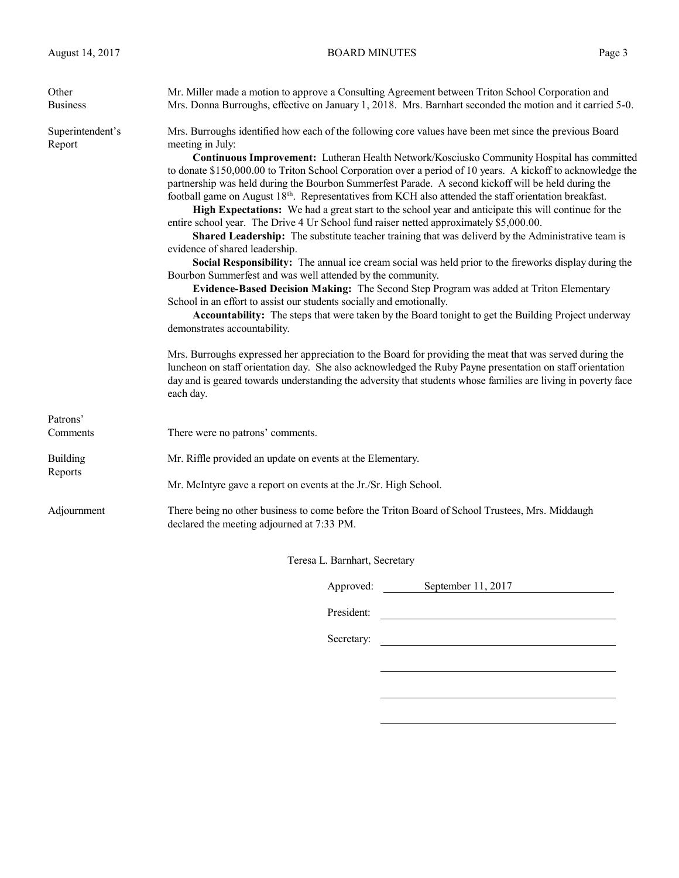**Other Business**

Mr. Miller made a motion to approve a Consulting Agreement between Triton School Corporation and Mrs. Donna Burroughs, effective on January 1, 2018. Mrs. Barnhart seconded the motion and it carried 5-0.

**Superintendent's Report**

Mrs. Burroughs identified how each of the following core values have been met since the previous Board meeting in July:

**Continuous Improvement:** Lutheran Health Network/Kosciusko Community Hospital has committed to donate $150,000.00 to Triton School Corporation over a period of 10 years. A kickoff to acknowledge the partnership was held during the Bourbon Summerfest Parade. A second kickoff will be held during the football game on August 18th. Representatives from KCH also attended the staff orientation breakfast.

**High Expectations:** We had a great start to the school year and anticipate this will continue for the entire school year. The Drive 4 Ur School fund raiser netted approximately $5,000.00.

**Shared Leadership:** The substitute teacher training that was deliverd by the Administrative team is evidence of shared leadership.

**Social Responsibility:** The annual ice cream social was held prior to the fireworks display during the Bourbon Summerfest and was well attended by the community.

**Evidence-Based Decision Making:** The Second Step Program was added at Triton Elementary School in an effort to assist our students socially and emotionally.

**Accountability:** The steps that were taken by the Board tonight to get the Building Project underway demonstrates accountability.

Mrs. Burroughs expressed her appreciation to the Board for providing the meat that was served during the luncheon on staff orientation day. She also acknowledged the Ruby Payne presentation on staff orientation day and is geared towards understanding the adversity that students whose families are living in poverty face each day.

**Patrons' Comments**

There were no patrons' comments.

**Building Reports**

Mr. Riffle provided an update on events at the Elementary.

Mr. McIntyre gave a report on events at the Jr./Sr. High School.

**Adjournment**

There being no other business to come before the Triton Board of School Trustees, Mrs. Middaugh declared the meeting adjourned at 7:33 PM.

Teresa L. Barnhart, Secretary

Approved: September 11, 2017

President: ______________________

Secretary: ______________________

______________________

______________________

______________________